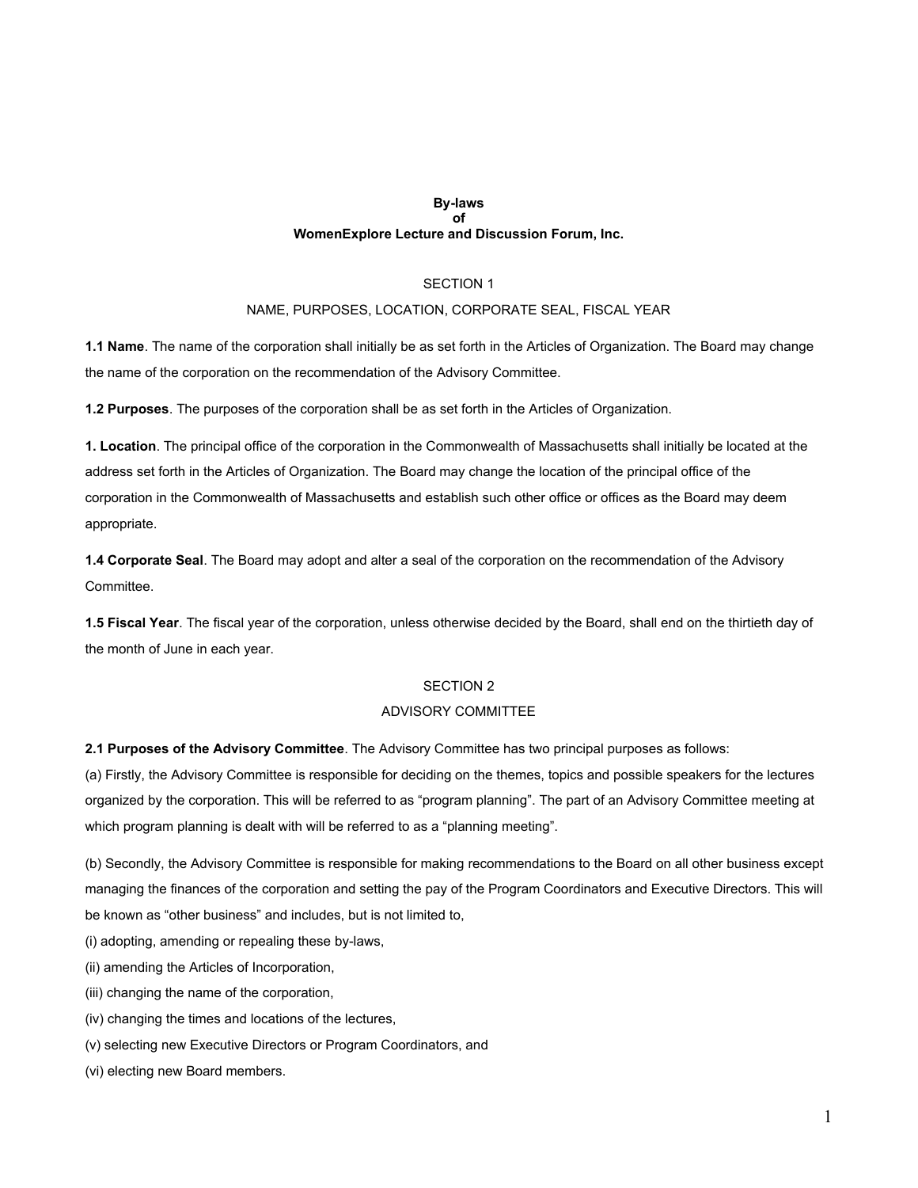**By-laws**
**of**
**WomenExplore Lecture and Discussion Forum, Inc.**

SECTION 1

NAME, PURPOSES, LOCATION, CORPORATE SEAL, FISCAL YEAR

**1.1 Name**. The name of the corporation shall initially be as set forth in the Articles of Organization. The Board may change the name of the corporation on the recommendation of the Advisory Committee.

**1.2 Purposes**. The purposes of the corporation shall be as set forth in the Articles of Organization.

**1. Location**. The principal office of the corporation in the Commonwealth of Massachusetts shall initially be located at the address set forth in the Articles of Organization. The Board may change the location of the principal office of the corporation in the Commonwealth of Massachusetts and establish such other office or offices as the Board may deem appropriate.

**1.4 Corporate Seal**. The Board may adopt and alter a seal of the corporation on the recommendation of the Advisory Committee.

**1.5 Fiscal Year**. The fiscal year of the corporation, unless otherwise decided by the Board, shall end on the thirtieth day of the month of June in each year.

SECTION 2

ADVISORY COMMITTEE

**2.1 Purposes of the Advisory Committee**. The Advisory Committee has two principal purposes as follows:

(a) Firstly, the Advisory Committee is responsible for deciding on the themes, topics and possible speakers for the lectures organized by the corporation. This will be referred to as "program planning". The part of an Advisory Committee meeting at which program planning is dealt with will be referred to as a "planning meeting".

(b) Secondly, the Advisory Committee is responsible for making recommendations to the Board on all other business except managing the finances of the corporation and setting the pay of the Program Coordinators and Executive Directors. This will be known as "other business" and includes, but is not limited to,

(i) adopting, amending or repealing these by-laws,

(ii) amending the Articles of Incorporation,

(iii) changing the name of the corporation,

(iv) changing the times and locations of the lectures,

(v) selecting new Executive Directors or Program Coordinators, and

(vi) electing new Board members.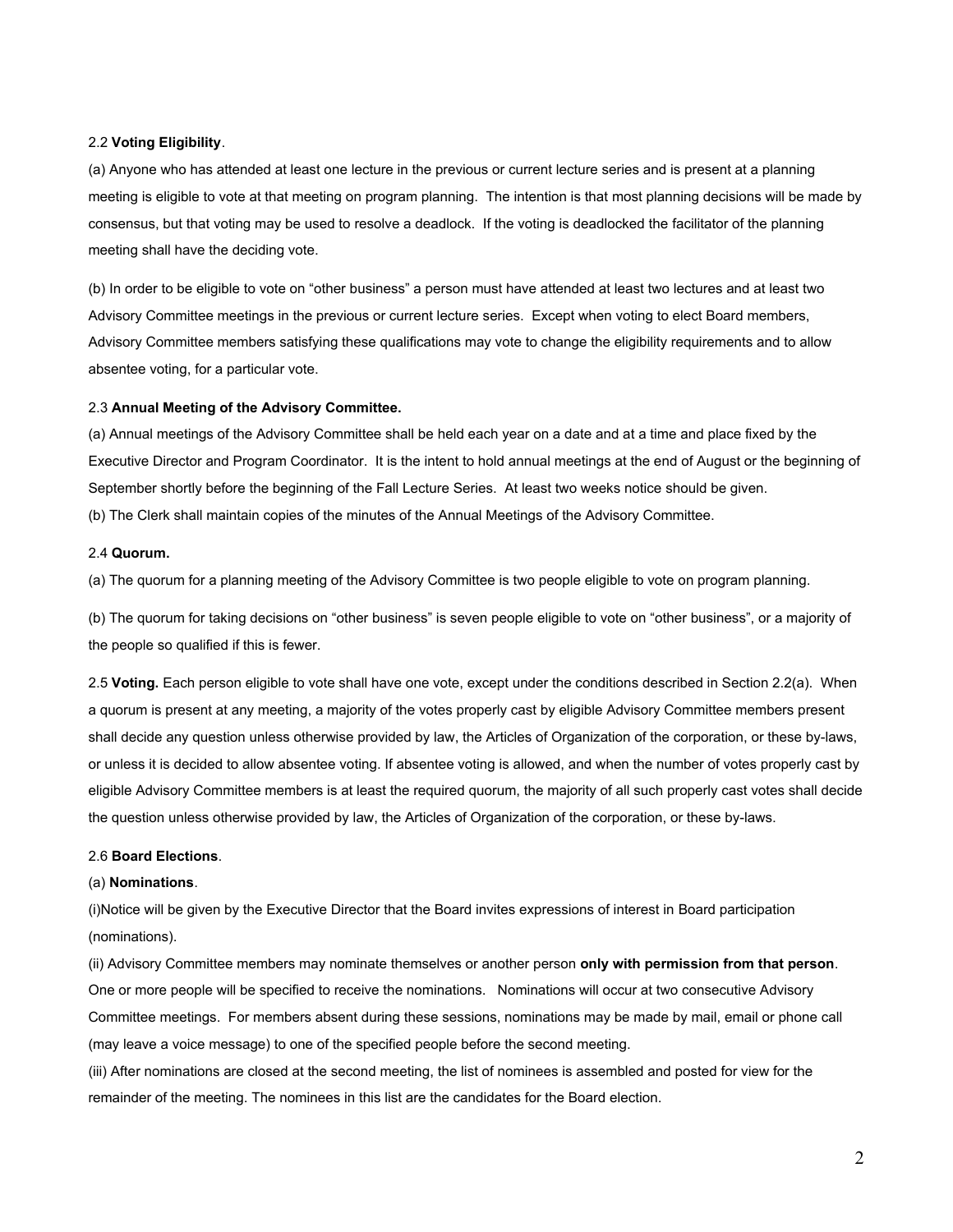2.2 **Voting Eligibility**.

(a) Anyone who has attended at least one lecture in the previous or current lecture series and is present at a planning meeting is eligible to vote at that meeting on program planning. The intention is that most planning decisions will be made by consensus, but that voting may be used to resolve a deadlock. If the voting is deadlocked the facilitator of the planning meeting shall have the deciding vote.

(b) In order to be eligible to vote on "other business" a person must have attended at least two lectures and at least two Advisory Committee meetings in the previous or current lecture series. Except when voting to elect Board members, Advisory Committee members satisfying these qualifications may vote to change the eligibility requirements and to allow absentee voting, for a particular vote.

2.3 **Annual Meeting of the Advisory Committee.**

(a) Annual meetings of the Advisory Committee shall be held each year on a date and at a time and place fixed by the Executive Director and Program Coordinator. It is the intent to hold annual meetings at the end of August or the beginning of September shortly before the beginning of the Fall Lecture Series. At least two weeks notice should be given.

(b) The Clerk shall maintain copies of the minutes of the Annual Meetings of the Advisory Committee.

2.4 **Quorum.**

(a) The quorum for a planning meeting of the Advisory Committee is two people eligible to vote on program planning.

(b) The quorum for taking decisions on "other business" is seven people eligible to vote on "other business", or a majority of the people so qualified if this is fewer.

2.5 **Voting.** Each person eligible to vote shall have one vote, except under the conditions described in Section 2.2(a). When a quorum is present at any meeting, a majority of the votes properly cast by eligible Advisory Committee members present shall decide any question unless otherwise provided by law, the Articles of Organization of the corporation, or these by-laws, or unless it is decided to allow absentee voting. If absentee voting is allowed, and when the number of votes properly cast by eligible Advisory Committee members is at least the required quorum, the majority of all such properly cast votes shall decide the question unless otherwise provided by law, the Articles of Organization of the corporation, or these by-laws.

2.6 **Board Elections**.

(a) **Nominations**.

(i)Notice will be given by the Executive Director that the Board invites expressions of interest in Board participation (nominations).

(ii) Advisory Committee members may nominate themselves or another person **only with permission from that person**. One or more people will be specified to receive the nominations. Nominations will occur at two consecutive Advisory Committee meetings. For members absent during these sessions, nominations may be made by mail, email or phone call (may leave a voice message) to one of the specified people before the second meeting.

(iii) After nominations are closed at the second meeting, the list of nominees is assembled and posted for view for the remainder of the meeting. The nominees in this list are the candidates for the Board election.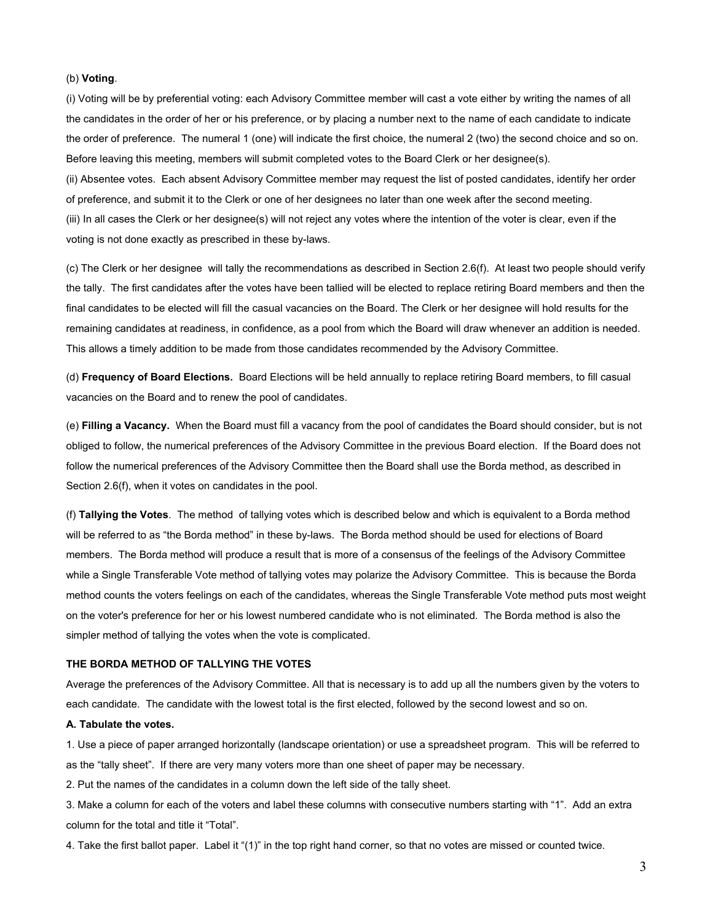(b) **Voting**.

(i) Voting will be by preferential voting: each Advisory Committee member will cast a vote either by writing the names of all the candidates in the order of her or his preference, or by placing a number next to the name of each candidate to indicate the order of preference. The numeral 1 (one) will indicate the first choice, the numeral 2 (two) the second choice and so on. Before leaving this meeting, members will submit completed votes to the Board Clerk or her designee(s).

(ii) Absentee votes. Each absent Advisory Committee member may request the list of posted candidates, identify her order of preference, and submit it to the Clerk or one of her designees no later than one week after the second meeting.

(iii) In all cases the Clerk or her designee(s) will not reject any votes where the intention of the voter is clear, even if the voting is not done exactly as prescribed in these by-laws.

(c) The Clerk or her designee will tally the recommendations as described in Section 2.6(f). At least two people should verify the tally. The first candidates after the votes have been tallied will be elected to replace retiring Board members and then the final candidates to be elected will fill the casual vacancies on the Board. The Clerk or her designee will hold results for the remaining candidates at readiness, in confidence, as a pool from which the Board will draw whenever an addition is needed. This allows a timely addition to be made from those candidates recommended by the Advisory Committee.

(d) **Frequency of Board Elections.** Board Elections will be held annually to replace retiring Board members, to fill casual vacancies on the Board and to renew the pool of candidates.

(e) **Filling a Vacancy.** When the Board must fill a vacancy from the pool of candidates the Board should consider, but is not obliged to follow, the numerical preferences of the Advisory Committee in the previous Board election. If the Board does not follow the numerical preferences of the Advisory Committee then the Board shall use the Borda method, as described in Section 2.6(f), when it votes on candidates in the pool.

(f) **Tallying the Votes**. The method of tallying votes which is described below and which is equivalent to a Borda method will be referred to as "the Borda method" in these by-laws. The Borda method should be used for elections of Board members. The Borda method will produce a result that is more of a consensus of the feelings of the Advisory Committee while a Single Transferable Vote method of tallying votes may polarize the Advisory Committee. This is because the Borda method counts the voters feelings on each of the candidates, whereas the Single Transferable Vote method puts most weight on the voter's preference for her or his lowest numbered candidate who is not eliminated. The Borda method is also the simpler method of tallying the votes when the vote is complicated.

**THE BORDA METHOD OF TALLYING THE VOTES**

Average the preferences of the Advisory Committee. All that is necessary is to add up all the numbers given by the voters to each candidate. The candidate with the lowest total is the first elected, followed by the second lowest and so on.

**A. Tabulate the votes.**

1. Use a piece of paper arranged horizontally (landscape orientation) or use a spreadsheet program. This will be referred to as the "tally sheet". If there are very many voters more than one sheet of paper may be necessary.

2. Put the names of the candidates in a column down the left side of the tally sheet.

3. Make a column for each of the voters and label these columns with consecutive numbers starting with "1". Add an extra column for the total and title it "Total".

4. Take the first ballot paper. Label it "(1)" in the top right hand corner, so that no votes are missed or counted twice.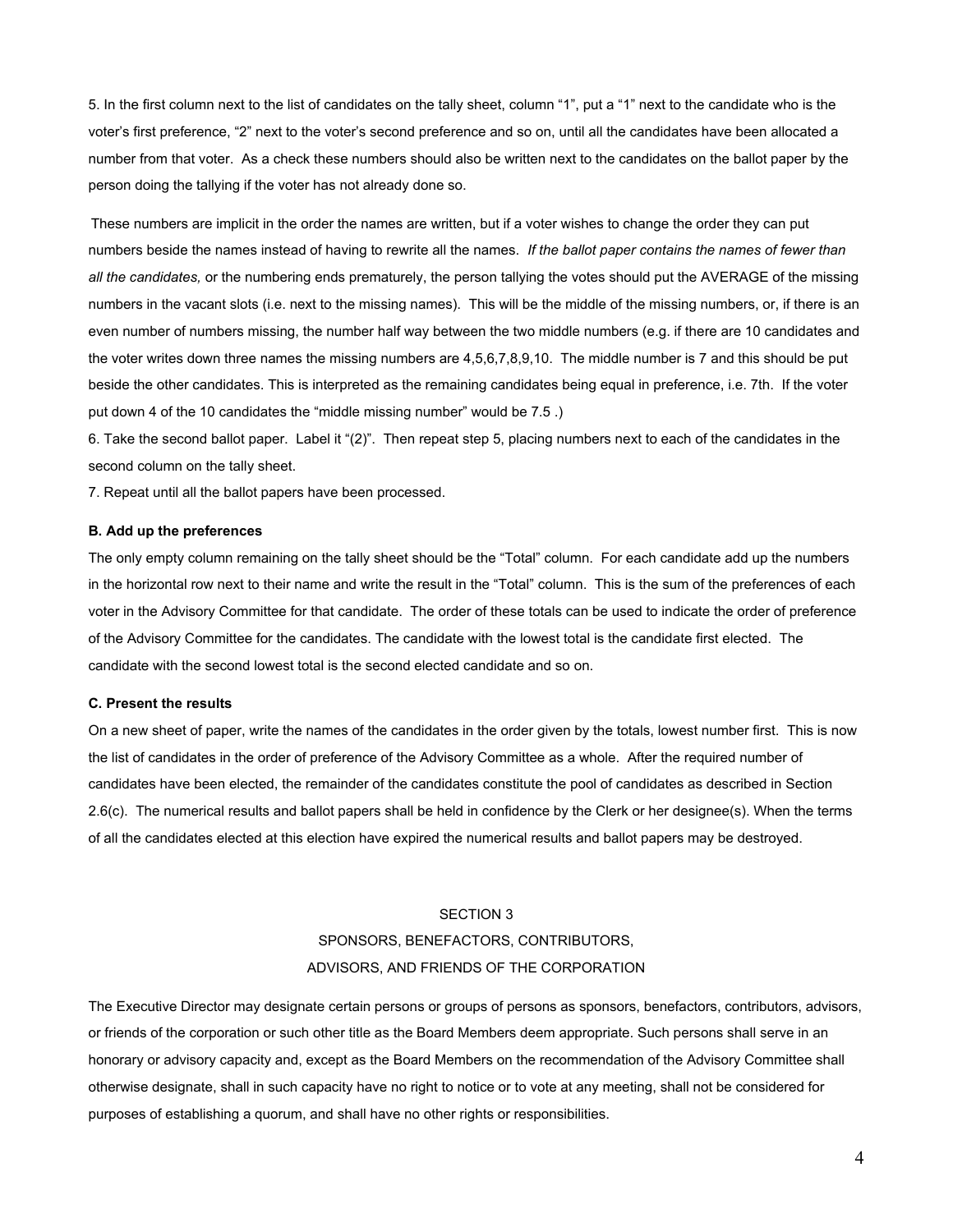5. In the first column next to the list of candidates on the tally sheet, column "1", put a "1" next to the candidate who is the voter's first preference, "2" next to the voter's second preference and so on, until all the candidates have been allocated a number from that voter. As a check these numbers should also be written next to the candidates on the ballot paper by the person doing the tallying if the voter has not already done so.

These numbers are implicit in the order the names are written, but if a voter wishes to change the order they can put numbers beside the names instead of having to rewrite all the names. *If the ballot paper contains the names of fewer than all the candidates,* or the numbering ends prematurely, the person tallying the votes should put the AVERAGE of the missing numbers in the vacant slots (i.e. next to the missing names). This will be the middle of the missing numbers, or, if there is an even number of numbers missing, the number half way between the two middle numbers (e.g. if there are 10 candidates and the voter writes down three names the missing numbers are 4,5,6,7,8,9,10. The middle number is 7 and this should be put beside the other candidates. This is interpreted as the remaining candidates being equal in preference, i.e. 7th. If the voter put down 4 of the 10 candidates the "middle missing number" would be 7.5 .)

6. Take the second ballot paper. Label it "(2)". Then repeat step 5, placing numbers next to each of the candidates in the second column on the tally sheet.

7. Repeat until all the ballot papers have been processed.

**B. Add up the preferences**

The only empty column remaining on the tally sheet should be the "Total" column. For each candidate add up the numbers in the horizontal row next to their name and write the result in the "Total" column. This is the sum of the preferences of each voter in the Advisory Committee for that candidate. The order of these totals can be used to indicate the order of preference of the Advisory Committee for the candidates. The candidate with the lowest total is the candidate first elected. The candidate with the second lowest total is the second elected candidate and so on.

**C. Present the results**

On a new sheet of paper, write the names of the candidates in the order given by the totals, lowest number first. This is now the list of candidates in the order of preference of the Advisory Committee as a whole. After the required number of candidates have been elected, the remainder of the candidates constitute the pool of candidates as described in Section 2.6(c). The numerical results and ballot papers shall be held in confidence by the Clerk or her designee(s). When the terms of all the candidates elected at this election have expired the numerical results and ballot papers may be destroyed.

## SECTION 3
## SPONSORS, BENEFACTORS, CONTRIBUTORS, ADVISORS, AND FRIENDS OF THE CORPORATION

The Executive Director may designate certain persons or groups of persons as sponsors, benefactors, contributors, advisors, or friends of the corporation or such other title as the Board Members deem appropriate. Such persons shall serve in an honorary or advisory capacity and, except as the Board Members on the recommendation of the Advisory Committee shall otherwise designate, shall in such capacity have no right to notice or to vote at any meeting, shall not be considered for purposes of establishing a quorum, and shall have no other rights or responsibilities.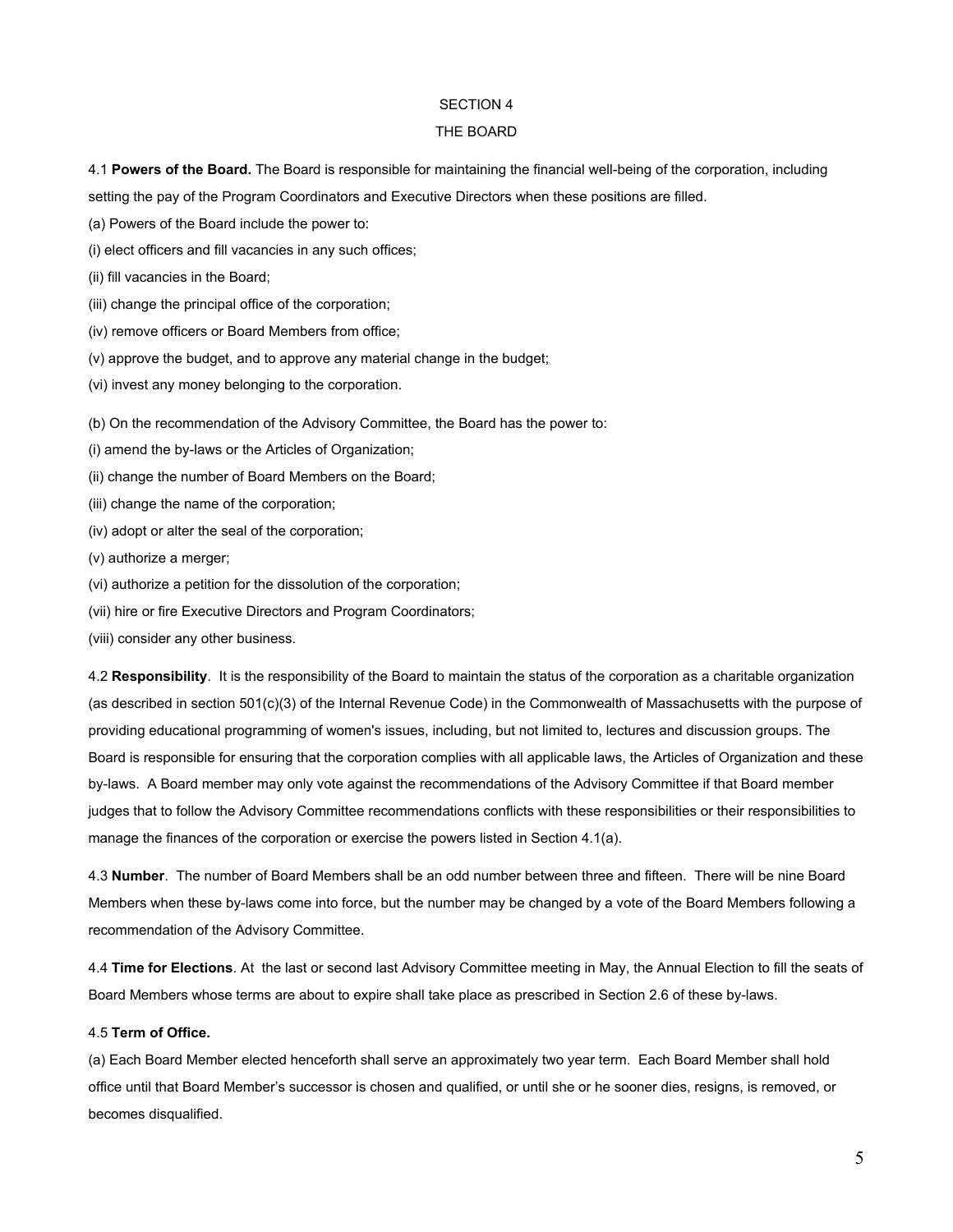# SECTION 4

## THE BOARD

4.1 **Powers of the Board.** The Board is responsible for maintaining the financial well-being of the corporation, including setting the pay of the Program Coordinators and Executive Directors when these positions are filled.

(a) Powers of the Board include the power to:

(i) elect officers and fill vacancies in any such offices;

(ii) fill vacancies in the Board;

(iii) change the principal office of the corporation;

(iv) remove officers or Board Members from office;

(v) approve the budget, and to approve any material change in the budget;

(vi) invest any money belonging to the corporation.

(b) On the recommendation of the Advisory Committee, the Board has the power to:

(i) amend the by-laws or the Articles of Organization;

(ii) change the number of Board Members on the Board;

(iii) change the name of the corporation;

(iv) adopt or alter the seal of the corporation;

(v) authorize a merger;

(vi) authorize a petition for the dissolution of the corporation;

(vii) hire or fire Executive Directors and Program Coordinators;

(viii) consider any other business.

4.2 **Responsibility**. It is the responsibility of the Board to maintain the status of the corporation as a charitable organization (as described in section 501(c)(3) of the Internal Revenue Code) in the Commonwealth of Massachusetts with the purpose of providing educational programming of women's issues, including, but not limited to, lectures and discussion groups. The Board is responsible for ensuring that the corporation complies with all applicable laws, the Articles of Organization and these by-laws. A Board member may only vote against the recommendations of the Advisory Committee if that Board member judges that to follow the Advisory Committee recommendations conflicts with these responsibilities or their responsibilities to manage the finances of the corporation or exercise the powers listed in Section 4.1(a).

4.3 **Number**. The number of Board Members shall be an odd number between three and fifteen. There will be nine Board Members when these by-laws come into force, but the number may be changed by a vote of the Board Members following a recommendation of the Advisory Committee.

4.4 **Time for Elections**. At the last or second last Advisory Committee meeting in May, the Annual Election to fill the seats of Board Members whose terms are about to expire shall take place as prescribed in Section 2.6 of these by-laws.

4.5 **Term of Office.**

(a) Each Board Member elected henceforth shall serve an approximately two year term. Each Board Member shall hold office until that Board Member's successor is chosen and qualified, or until she or he sooner dies, resigns, is removed, or becomes disqualified.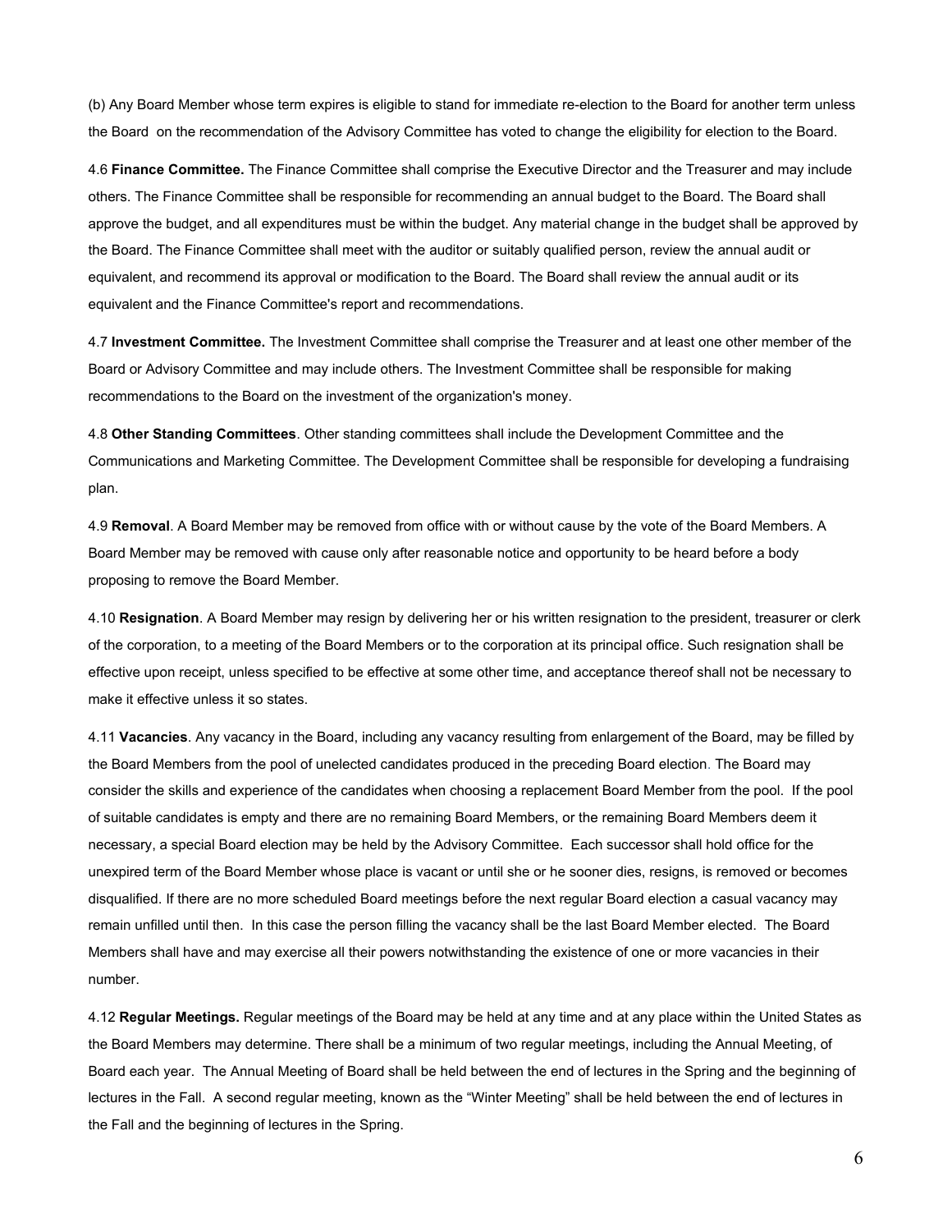(b) Any Board Member whose term expires is eligible to stand for immediate re-election to the Board for another term unless the Board on the recommendation of the Advisory Committee has voted to change the eligibility for election to the Board.

4.6 **Finance Committee.** The Finance Committee shall comprise the Executive Director and the Treasurer and may include others. The Finance Committee shall be responsible for recommending an annual budget to the Board. The Board shall approve the budget, and all expenditures must be within the budget. Any material change in the budget shall be approved by the Board. The Finance Committee shall meet with the auditor or suitably qualified person, review the annual audit or equivalent, and recommend its approval or modification to the Board. The Board shall review the annual audit or its equivalent and the Finance Committee's report and recommendations.

4.7 **Investment Committee.** The Investment Committee shall comprise the Treasurer and at least one other member of the Board or Advisory Committee and may include others. The Investment Committee shall be responsible for making recommendations to the Board on the investment of the organization's money.

4.8 **Other Standing Committees**. Other standing committees shall include the Development Committee and the Communications and Marketing Committee. The Development Committee shall be responsible for developing a fundraising plan.

4.9 **Removal**. A Board Member may be removed from office with or without cause by the vote of the Board Members. A Board Member may be removed with cause only after reasonable notice and opportunity to be heard before a body proposing to remove the Board Member.

4.10 **Resignation**. A Board Member may resign by delivering her or his written resignation to the president, treasurer or clerk of the corporation, to a meeting of the Board Members or to the corporation at its principal office. Such resignation shall be effective upon receipt, unless specified to be effective at some other time, and acceptance thereof shall not be necessary to make it effective unless it so states.

4.11 **Vacancies**. Any vacancy in the Board, including any vacancy resulting from enlargement of the Board, may be filled by the Board Members from the pool of unelected candidates produced in the preceding Board election. The Board may consider the skills and experience of the candidates when choosing a replacement Board Member from the pool. If the pool of suitable candidates is empty and there are no remaining Board Members, or the remaining Board Members deem it necessary, a special Board election may be held by the Advisory Committee. Each successor shall hold office for the unexpired term of the Board Member whose place is vacant or until she or he sooner dies, resigns, is removed or becomes disqualified. If there are no more scheduled Board meetings before the next regular Board election a casual vacancy may remain unfilled until then. In this case the person filling the vacancy shall be the last Board Member elected. The Board Members shall have and may exercise all their powers notwithstanding the existence of one or more vacancies in their number.

4.12 **Regular Meetings.** Regular meetings of the Board may be held at any time and at any place within the United States as the Board Members may determine. There shall be a minimum of two regular meetings, including the Annual Meeting, of Board each year. The Annual Meeting of Board shall be held between the end of lectures in the Spring and the beginning of lectures in the Fall. A second regular meeting, known as the "Winter Meeting" shall be held between the end of lectures in the Fall and the beginning of lectures in the Spring.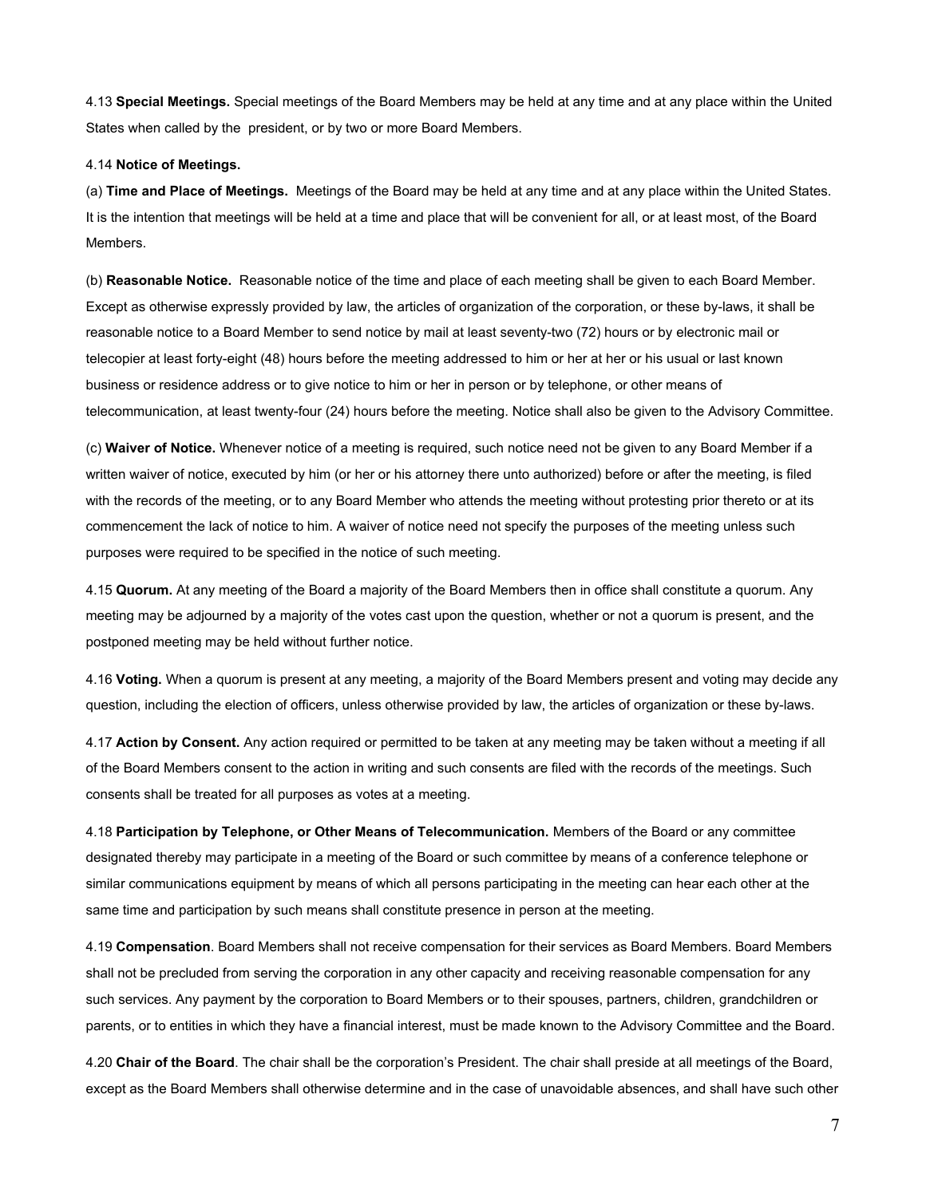4.13 **Special Meetings.** Special meetings of the Board Members may be held at any time and at any place within the United States when called by the  president, or by two or more Board Members.

4.14 **Notice of Meetings.**

(a) **Time and Place of Meetings.** Meetings of the Board may be held at any time and at any place within the United States. It is the intention that meetings will be held at a time and place that will be convenient for all, or at least most, of the Board Members.

(b) **Reasonable Notice.** Reasonable notice of the time and place of each meeting shall be given to each Board Member. Except as otherwise expressly provided by law, the articles of organization of the corporation, or these by-laws, it shall be reasonable notice to a Board Member to send notice by mail at least seventy-two (72) hours or by electronic mail or telecopier at least forty-eight (48) hours before the meeting addressed to him or her at her or his usual or last known business or residence address or to give notice to him or her in person or by telephone, or other means of telecommunication, at least twenty-four (24) hours before the meeting. Notice shall also be given to the Advisory Committee.

(c) **Waiver of Notice.** Whenever notice of a meeting is required, such notice need not be given to any Board Member if a written waiver of notice, executed by him (or her or his attorney there unto authorized) before or after the meeting, is filed with the records of the meeting, or to any Board Member who attends the meeting without protesting prior thereto or at its commencement the lack of notice to him. A waiver of notice need not specify the purposes of the meeting unless such purposes were required to be specified in the notice of such meeting.

4.15 **Quorum.** At any meeting of the Board a majority of the Board Members then in office shall constitute a quorum. Any meeting may be adjourned by a majority of the votes cast upon the question, whether or not a quorum is present, and the postponed meeting may be held without further notice.

4.16 **Voting.** When a quorum is present at any meeting, a majority of the Board Members present and voting may decide any question, including the election of officers, unless otherwise provided by law, the articles of organization or these by-laws.

4.17 **Action by Consent.** Any action required or permitted to be taken at any meeting may be taken without a meeting if all of the Board Members consent to the action in writing and such consents are filed with the records of the meetings. Such consents shall be treated for all purposes as votes at a meeting.

4.18 **Participation by Telephone, or Other Means of Telecommunication.** Members of the Board or any committee designated thereby may participate in a meeting of the Board or such committee by means of a conference telephone or similar communications equipment by means of which all persons participating in the meeting can hear each other at the same time and participation by such means shall constitute presence in person at the meeting.

4.19 **Compensation**. Board Members shall not receive compensation for their services as Board Members. Board Members shall not be precluded from serving the corporation in any other capacity and receiving reasonable compensation for any such services. Any payment by the corporation to Board Members or to their spouses, partners, children, grandchildren or parents, or to entities in which they have a financial interest, must be made known to the Advisory Committee and the Board.

4.20 **Chair of the Board**. The chair shall be the corporation's President. The chair shall preside at all meetings of the Board, except as the Board Members shall otherwise determine and in the case of unavoidable absences, and shall have such other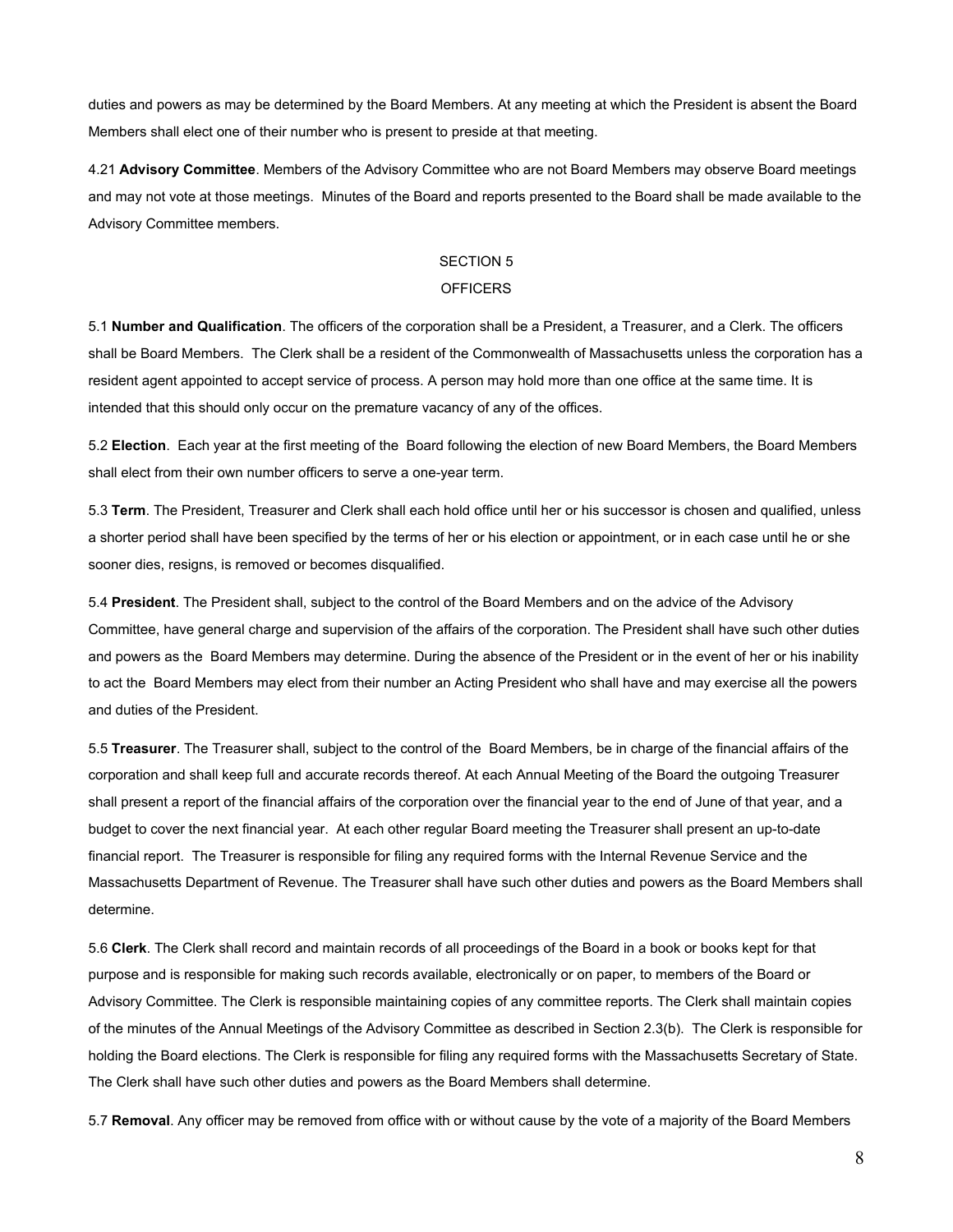duties and powers as may be determined by the Board Members. At any meeting at which the President is absent the Board Members shall elect one of their number who is present to preside at that meeting.

4.21 **Advisory Committee**. Members of the Advisory Committee who are not Board Members may observe Board meetings and may not vote at those meetings. Minutes of the Board and reports presented to the Board shall be made available to the Advisory Committee members.

## SECTION 5
## OFFICERS

5.1 **Number and Qualification**. The officers of the corporation shall be a President, a Treasurer, and a Clerk. The officers shall be Board Members. The Clerk shall be a resident of the Commonwealth of Massachusetts unless the corporation has a resident agent appointed to accept service of process. A person may hold more than one office at the same time. It is intended that this should only occur on the premature vacancy of any of the offices.

5.2 **Election**. Each year at the first meeting of the Board following the election of new Board Members, the Board Members shall elect from their own number officers to serve a one-year term.

5.3 **Term**. The President, Treasurer and Clerk shall each hold office until her or his successor is chosen and qualified, unless a shorter period shall have been specified by the terms of her or his election or appointment, or in each case until he or she sooner dies, resigns, is removed or becomes disqualified.

5.4 **President**. The President shall, subject to the control of the Board Members and on the advice of the Advisory Committee, have general charge and supervision of the affairs of the corporation. The President shall have such other duties and powers as the Board Members may determine. During the absence of the President or in the event of her or his inability to act the Board Members may elect from their number an Acting President who shall have and may exercise all the powers and duties of the President.

5.5 **Treasurer**. The Treasurer shall, subject to the control of the Board Members, be in charge of the financial affairs of the corporation and shall keep full and accurate records thereof. At each Annual Meeting of the Board the outgoing Treasurer shall present a report of the financial affairs of the corporation over the financial year to the end of June of that year, and a budget to cover the next financial year. At each other regular Board meeting the Treasurer shall present an up-to-date financial report. The Treasurer is responsible for filing any required forms with the Internal Revenue Service and the Massachusetts Department of Revenue. The Treasurer shall have such other duties and powers as the Board Members shall determine.

5.6 **Clerk**. The Clerk shall record and maintain records of all proceedings of the Board in a book or books kept for that purpose and is responsible for making such records available, electronically or on paper, to members of the Board or Advisory Committee. The Clerk is responsible maintaining copies of any committee reports. The Clerk shall maintain copies of the minutes of the Annual Meetings of the Advisory Committee as described in Section 2.3(b). The Clerk is responsible for holding the Board elections. The Clerk is responsible for filing any required forms with the Massachusetts Secretary of State. The Clerk shall have such other duties and powers as the Board Members shall determine.

5.7 **Removal**. Any officer may be removed from office with or without cause by the vote of a majority of the Board Members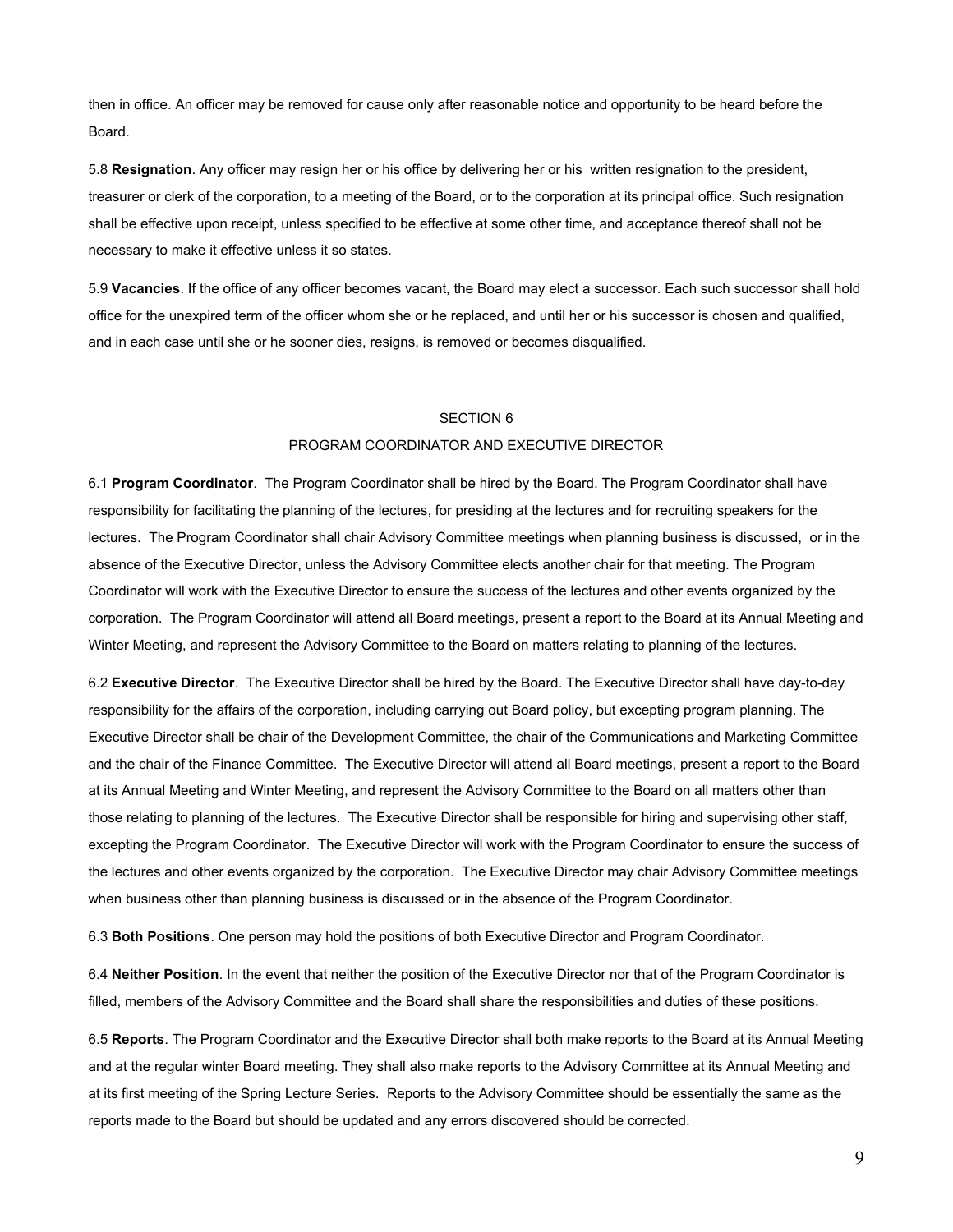then in office. An officer may be removed for cause only after reasonable notice and opportunity to be heard before the Board.

5.8 **Resignation**. Any officer may resign her or his office by delivering her or his written resignation to the president, treasurer or clerk of the corporation, to a meeting of the Board, or to the corporation at its principal office. Such resignation shall be effective upon receipt, unless specified to be effective at some other time, and acceptance thereof shall not be necessary to make it effective unless it so states.

5.9 **Vacancies**. If the office of any officer becomes vacant, the Board may elect a successor. Each such successor shall hold office for the unexpired term of the officer whom she or he replaced, and until her or his successor is chosen and qualified, and in each case until she or he sooner dies, resigns, is removed or becomes disqualified.

## SECTION 6
## PROGRAM COORDINATOR AND EXECUTIVE DIRECTOR

6.1 **Program Coordinator**. The Program Coordinator shall be hired by the Board. The Program Coordinator shall have responsibility for facilitating the planning of the lectures, for presiding at the lectures and for recruiting speakers for the lectures. The Program Coordinator shall chair Advisory Committee meetings when planning business is discussed, or in the absence of the Executive Director, unless the Advisory Committee elects another chair for that meeting. The Program Coordinator will work with the Executive Director to ensure the success of the lectures and other events organized by the corporation. The Program Coordinator will attend all Board meetings, present a report to the Board at its Annual Meeting and Winter Meeting, and represent the Advisory Committee to the Board on matters relating to planning of the lectures.

6.2 **Executive Director**. The Executive Director shall be hired by the Board. The Executive Director shall have day-to-day responsibility for the affairs of the corporation, including carrying out Board policy, but excepting program planning. The Executive Director shall be chair of the Development Committee, the chair of the Communications and Marketing Committee and the chair of the Finance Committee. The Executive Director will attend all Board meetings, present a report to the Board at its Annual Meeting and Winter Meeting, and represent the Advisory Committee to the Board on all matters other than those relating to planning of the lectures. The Executive Director shall be responsible for hiring and supervising other staff, excepting the Program Coordinator. The Executive Director will work with the Program Coordinator to ensure the success of the lectures and other events organized by the corporation. The Executive Director may chair Advisory Committee meetings when business other than planning business is discussed or in the absence of the Program Coordinator.

6.3 **Both Positions**. One person may hold the positions of both Executive Director and Program Coordinator.

6.4 **Neither Position**. In the event that neither the position of the Executive Director nor that of the Program Coordinator is filled, members of the Advisory Committee and the Board shall share the responsibilities and duties of these positions.

6.5 **Reports**. The Program Coordinator and the Executive Director shall both make reports to the Board at its Annual Meeting and at the regular winter Board meeting. They shall also make reports to the Advisory Committee at its Annual Meeting and at its first meeting of the Spring Lecture Series. Reports to the Advisory Committee should be essentially the same as the reports made to the Board but should be updated and any errors discovered should be corrected.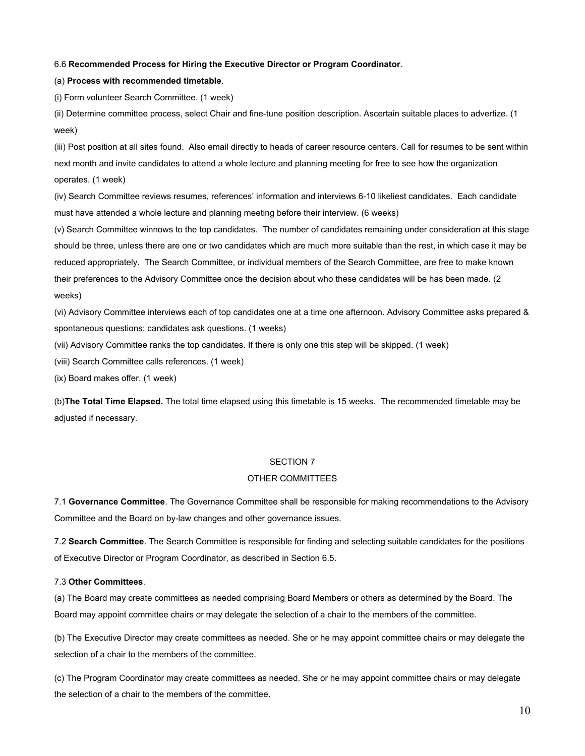6.6 **Recommended Process for Hiring the Executive Director or Program Coordinator**.

(a) **Process with recommended timetable**.

(i) Form volunteer Search Committee. (1 week)

(ii) Determine committee process, select Chair and fine-tune position description. Ascertain suitable places to advertize. (1 week)

(iii) Post position at all sites found. Also email directly to heads of career resource centers. Call for resumes to be sent within next month and invite candidates to attend a whole lecture and planning meeting for free to see how the organization operates. (1 week)

(iv) Search Committee reviews resumes, references' information and interviews 6-10 likeliest candidates. Each candidate must have attended a whole lecture and planning meeting before their interview. (6 weeks)

(v) Search Committee winnows to the top candidates. The number of candidates remaining under consideration at this stage should be three, unless there are one or two candidates which are much more suitable than the rest, in which case it may be reduced appropriately. The Search Committee, or individual members of the Search Committee, are free to make known their preferences to the Advisory Committee once the decision about who these candidates will be has been made. (2 weeks)

(vi) Advisory Committee interviews each of top candidates one at a time one afternoon. Advisory Committee asks prepared & spontaneous questions; candidates ask questions. (1 weeks)

(vii) Advisory Committee ranks the top candidates. If there is only one this step will be skipped. (1 week)

(viii) Search Committee calls references. (1 week)

(ix) Board makes offer. (1 week)

(b)**The Total Time Elapsed.** The total time elapsed using this timetable is 15 weeks. The recommended timetable may be adjusted if necessary.

## SECTION 7
## OTHER COMMITTEES

7.1 **Governance Committee**. The Governance Committee shall be responsible for making recommendations to the Advisory Committee and the Board on by-law changes and other governance issues.

7.2 **Search Committee**. The Search Committee is responsible for finding and selecting suitable candidates for the positions of Executive Director or Program Coordinator, as described in Section 6.5.

7.3 **Other Committees**.

(a) The Board may create committees as needed comprising Board Members or others as determined by the Board. The Board may appoint committee chairs or may delegate the selection of a chair to the members of the committee.

(b) The Executive Director may create committees as needed. She or he may appoint committee chairs or may delegate the selection of a chair to the members of the committee.

(c) The Program Coordinator may create committees as needed. She or he may appoint committee chairs or may delegate the selection of a chair to the members of the committee.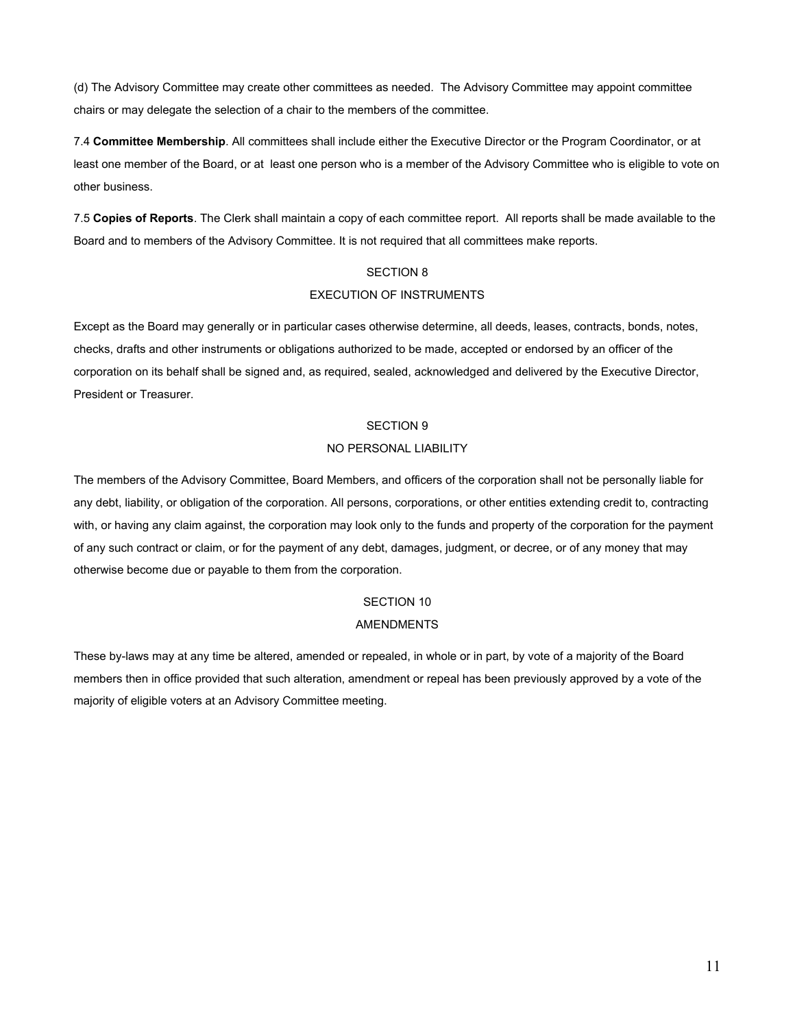(d) The Advisory Committee may create other committees as needed. The Advisory Committee may appoint committee chairs or may delegate the selection of a chair to the members of the committee.

7.4 **Committee Membership**. All committees shall include either the Executive Director or the Program Coordinator, or at least one member of the Board, or at least one person who is a member of the Advisory Committee who is eligible to vote on other business.

7.5 **Copies of Reports**. The Clerk shall maintain a copy of each committee report. All reports shall be made available to the Board and to members of the Advisory Committee. It is not required that all committees make reports.

## SECTION 8
## EXECUTION OF INSTRUMENTS

Except as the Board may generally or in particular cases otherwise determine, all deeds, leases, contracts, bonds, notes, checks, drafts and other instruments or obligations authorized to be made, accepted or endorsed by an officer of the corporation on its behalf shall be signed and, as required, sealed, acknowledged and delivered by the Executive Director, President or Treasurer.

## SECTION 9
## NO PERSONAL LIABILITY

The members of the Advisory Committee, Board Members, and officers of the corporation shall not be personally liable for any debt, liability, or obligation of the corporation. All persons, corporations, or other entities extending credit to, contracting with, or having any claim against, the corporation may look only to the funds and property of the corporation for the payment of any such contract or claim, or for the payment of any debt, damages, judgment, or decree, or of any money that may otherwise become due or payable to them from the corporation.

## SECTION 10
## AMENDMENTS

These by-laws may at any time be altered, amended or repealed, in whole or in part, by vote of a majority of the Board members then in office provided that such alteration, amendment or repeal has been previously approved by a vote of the majority of eligible voters at an Advisory Committee meeting.